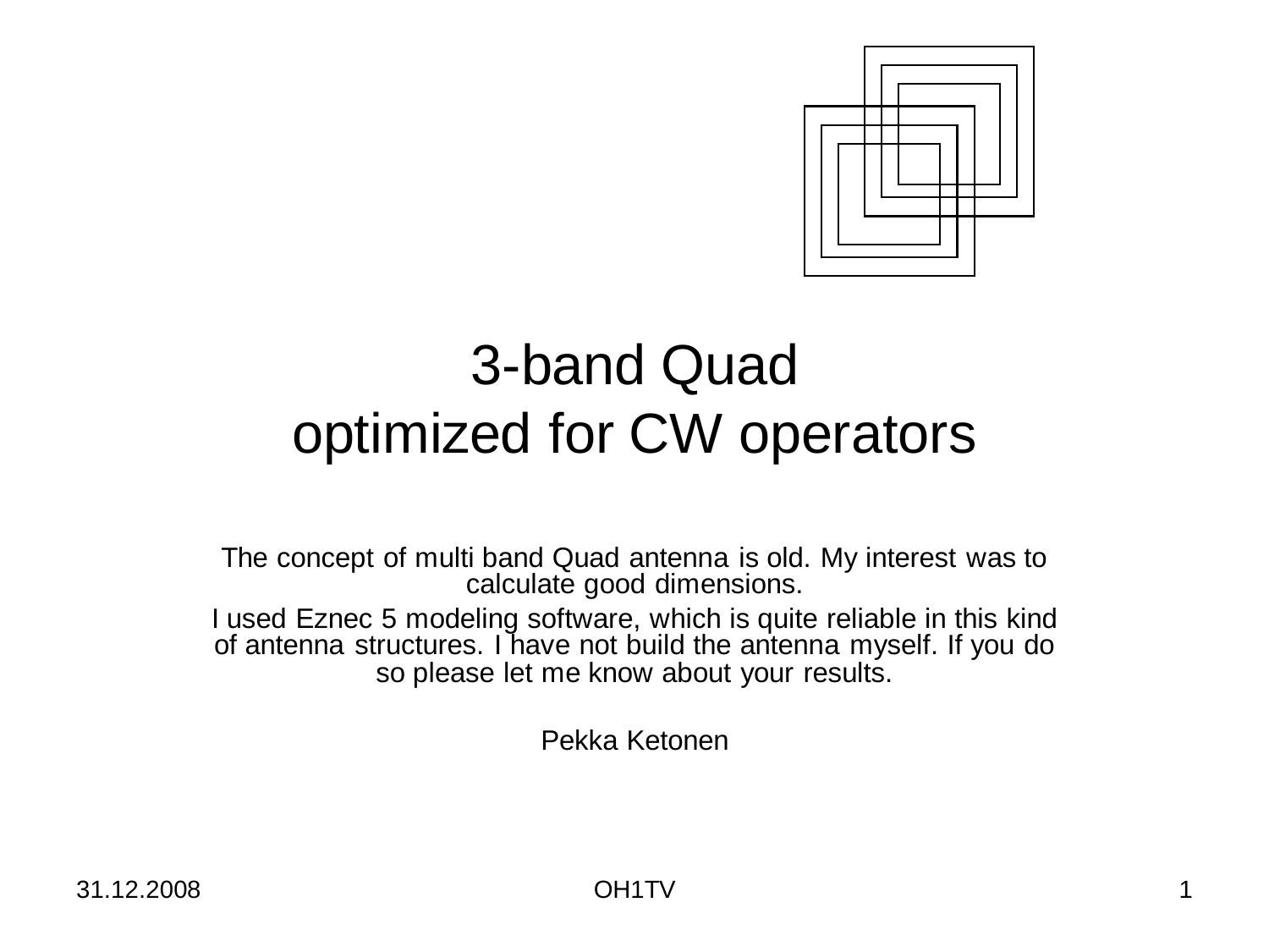# 3-band Quad optimized for CW operators

The concept of multi band Quad antenna is old. My interest was to calculate good dimensions.

I used Eznec 5 modeling software, which is quite reliable in this kind of antenna structures. I have not build the antenna myself. If you do so please let me know about your results.

Pekka Ketonen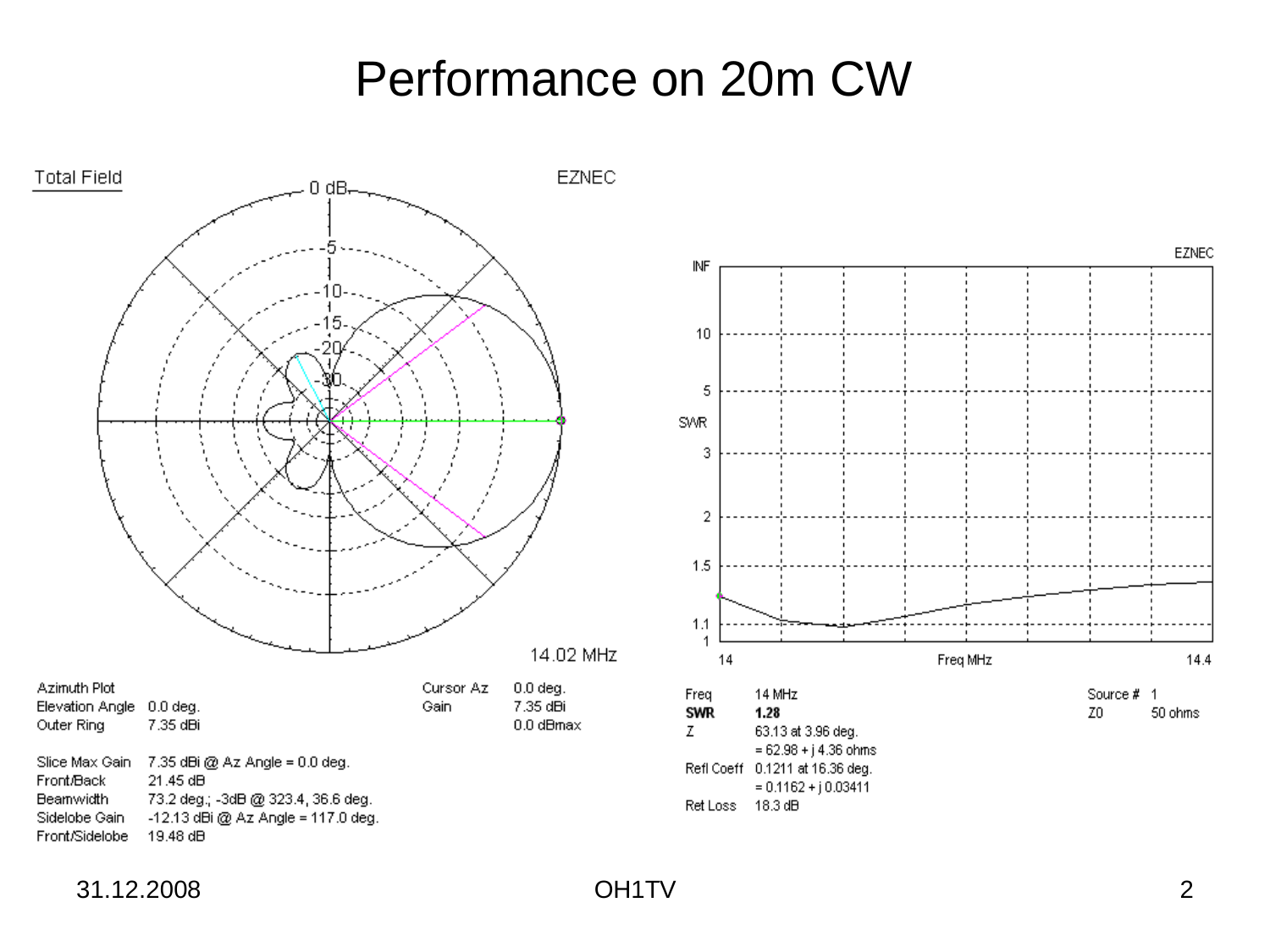# Performance on 20m CW

Total Field — EZNEC

14.02 MHz

| | |
|---|---|
| Azimuth Plot | |
| Elevation Angle | 0.0 deg. |
| Outer Ring | 7.35 dBi |

| | |
|---|---|
| Cursor Az | 0.0 deg. |
| Gain | 7.35 dBi |
| | 0.0 dBmax |

| | |
|---|---|
| Slice Max Gain | 7.35 dBi @ Az Angle = 0.0 deg. |
| Front/Back | 21.45 dB |
| Beamwidth | 73.2 deg.; -3dB @ 323.4, 36.6 deg. |
| Sidelobe Gain | -12.13 dBi @ Az Angle = 117.0 deg. |
| Front/Sidelobe | 19.48 dB |

EZNEC — SWR vs Freq MHz (14 – 14.4)

| | |
|---|---|
| Freq | 14 MHz |
| **SWR** | **1.28** |
| Z | 63.13 at 3.96 deg. |
| | = 62.98 + j 4.36 ohms |
| Refl Coeff | 0.1211 at 16.36 deg. |
| | = 0.1162 + j 0.03411 |
| Ret Loss | 18.3 dB |

| | |
|---|---|
| Source # | 1 |
| Z0 | 50 ohms |

31.12.2008 OH1TV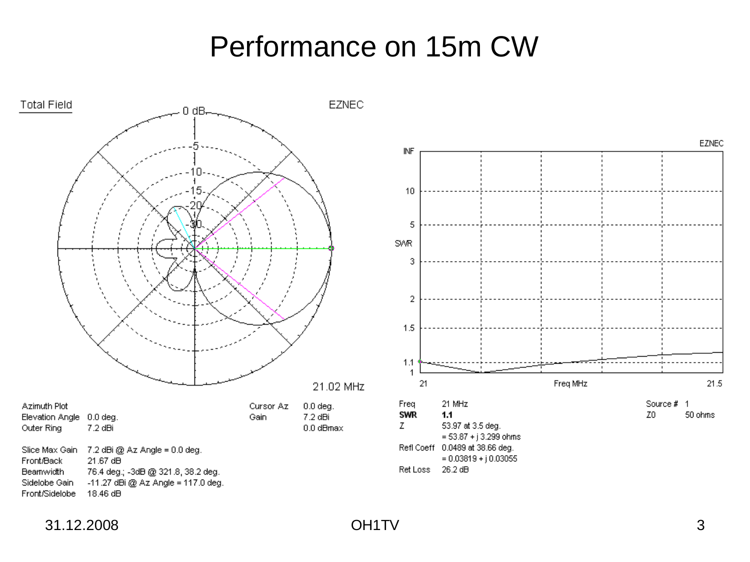# Performance on 15m CW

Total Field

EZNEC

0 dB

21.02 MHz

| | | | |
|---|---|---|---|
| Azimuth Plot | | Cursor Az | 0.0 deg. |
| Elevation Angle | 0.0 deg. | Gain | 7.2 dBi |
| Outer Ring | 7.2 dBi | | 0.0 dBmax |

| | |
|---|---|
| Slice Max Gain | 7.2 dBi @ Az Angle = 0.0 deg. |
| Front/Back | 21.67 dB |
| Beamwidth | 76.4 deg.; -3dB @ 321.8, 38.2 deg. |
| Sidelobe Gain | -11.27 dBi @ Az Angle = 117.0 deg. |
| Front/Sidelobe | 18.46 dB |

EZNEC

SWR

Freq MHz

| | | | |
|---|---|---|---|
| Freq | 21 MHz | Source # | 1 |
| **SWR** | **1.1** | Z0 | 50 ohms |
| Z | 53.97 at 3.5 deg. | | |
| | = 53.87 + j 3.299 ohms | | |
| Refl Coeff | 0.0489 at 38.66 deg. | | |
| | = 0.03819 + j 0.03055 | | |
| Ret Loss | 26.2 dB | | |

31.12.2008 OH1TV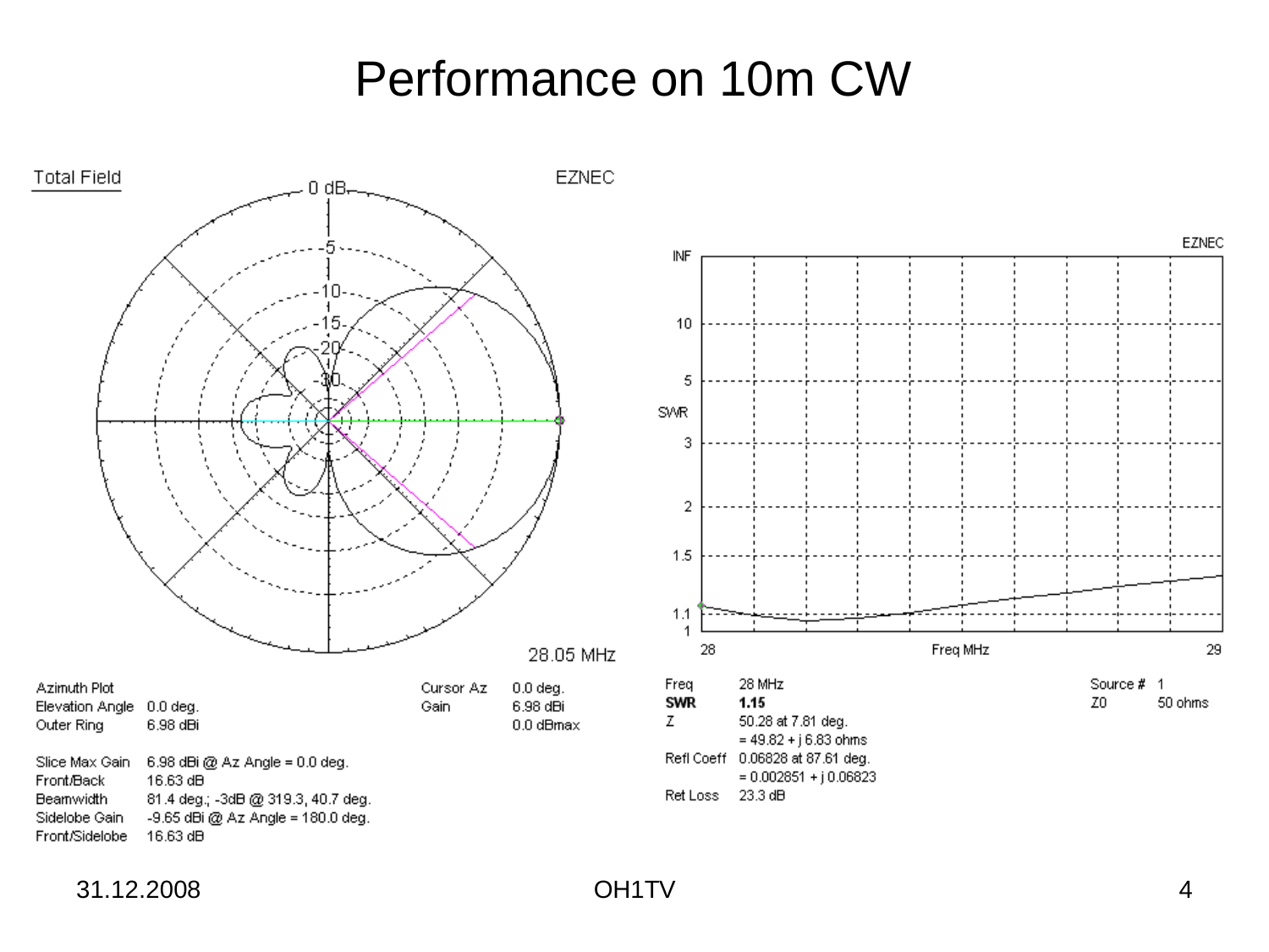# Performance on 10m CW

Total Field — EZNEC

28.05 MHz

| Azimuth Plot | | Cursor Az | 0.0 deg. |
|---|---|---|---|
| Elevation Angle | 0.0 deg. | Gain | 6.98 dBi |
| Outer Ring | 6.98 dBi | | 0.0 dBmax |

| | |
|---|---|
| Slice Max Gain | 6.98 dBi @ Az Angle = 0.0 deg. |
| Front/Back | 16.63 dB |
| Beamwidth | 81.4 deg.; -3dB @ 319.3, 40.7 deg. |
| Sidelobe Gain | -9.65 dBi @ Az Angle = 180.0 deg. |
| Front/Sidelobe | 16.63 dB |

EZNEC

| | | | |
|---|---|---|---|
| Freq | 28 MHz | Source # | 1 |
| **SWR** | **1.15** | Z0 | 50 ohms |
| Z | 50.28 at 7.81 deg. | | |
| | = 49.82 + j 6.83 ohms | | |
| Refl Coeff | 0.06828 at 87.61 deg. | | |
| | = 0.002851 + j 0.06823 | | |
| Ret Loss | 23.3 dB | | |

31.12.2008 OH1TV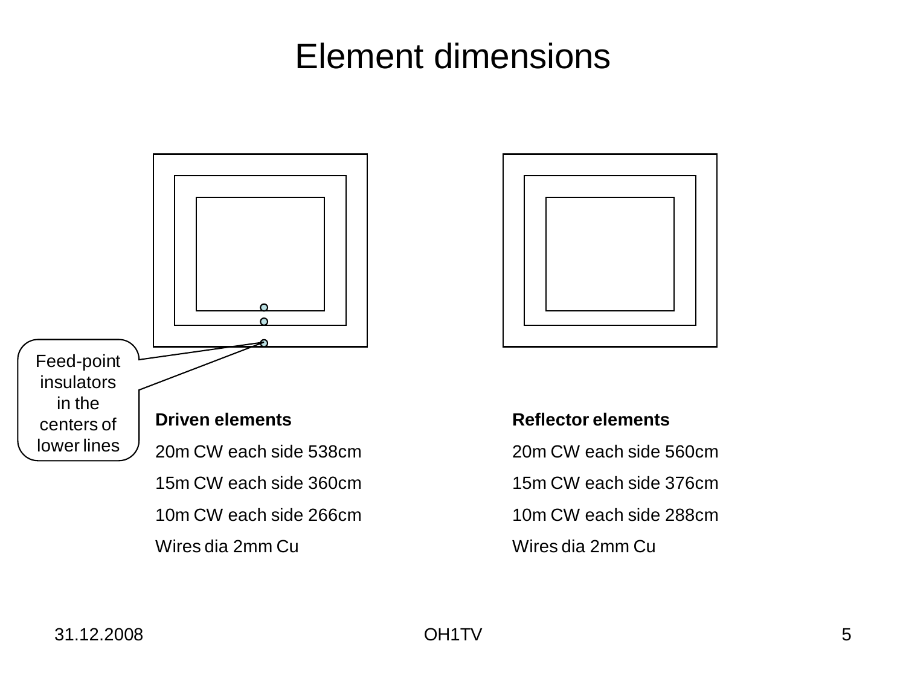# Element dimensions

Feed-point insulators in the centers of lower lines

**Driven elements**

20m CW each side 538cm

15m CW each side 360cm

10m CW each side 266cm

Wires dia 2mm Cu

**Reflector elements**

20m CW each side 560cm

15m CW each side 376cm

10m CW each side 288cm

Wires dia 2mm Cu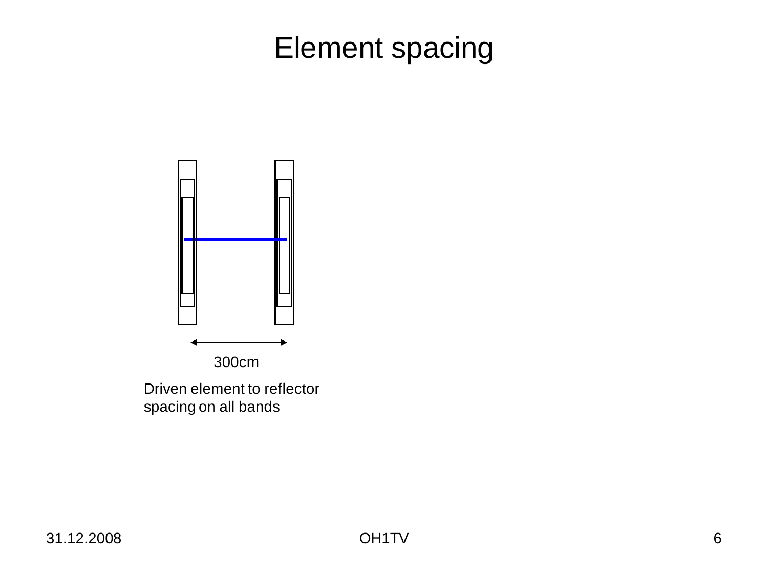# Element spacing

300cm

Driven element to reflector spacing on all bands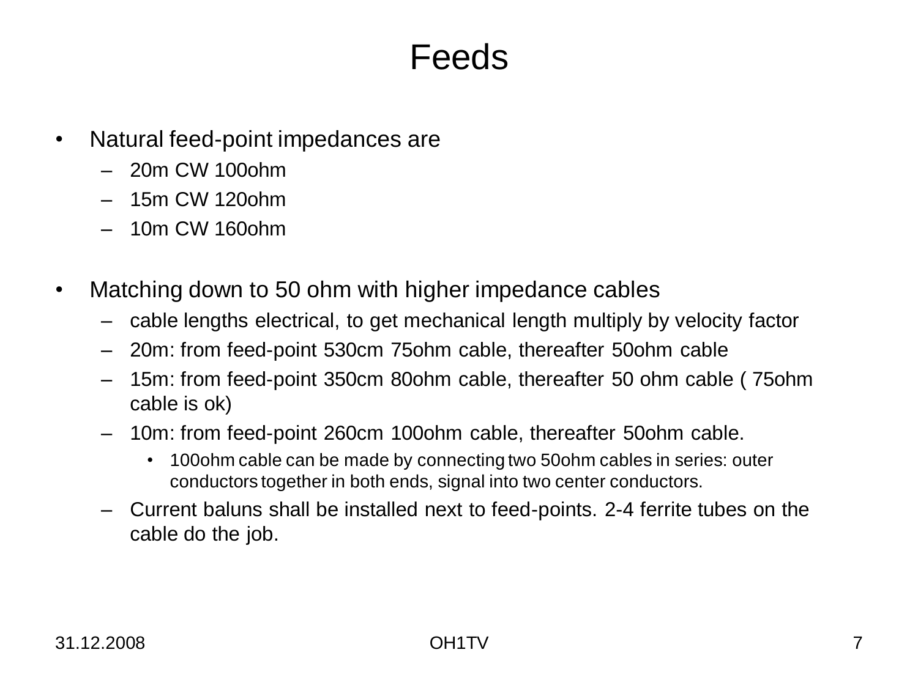# Feeds

- Natural feed-point impedances are
  - 20m CW 100ohm
  - 15m CW 120ohm
  - 10m CW 160ohm

- Matching down to 50 ohm with higher impedance cables
  - cable lengths electrical, to get mechanical length multiply by velocity factor
  - 20m: from feed-point 530cm 75ohm cable, thereafter 50ohm cable
  - 15m: from feed-point 350cm 80ohm cable, thereafter 50 ohm cable ( 75ohm cable is ok)
  - 10m: from feed-point 260cm 100ohm cable, thereafter 50ohm cable.
    - 100ohm cable can be made by connecting two 50ohm cables in series: outer conductors together in both ends, signal into two center conductors.
  - Current baluns shall be installed next to feed-points. 2-4 ferrite tubes on the cable do the job.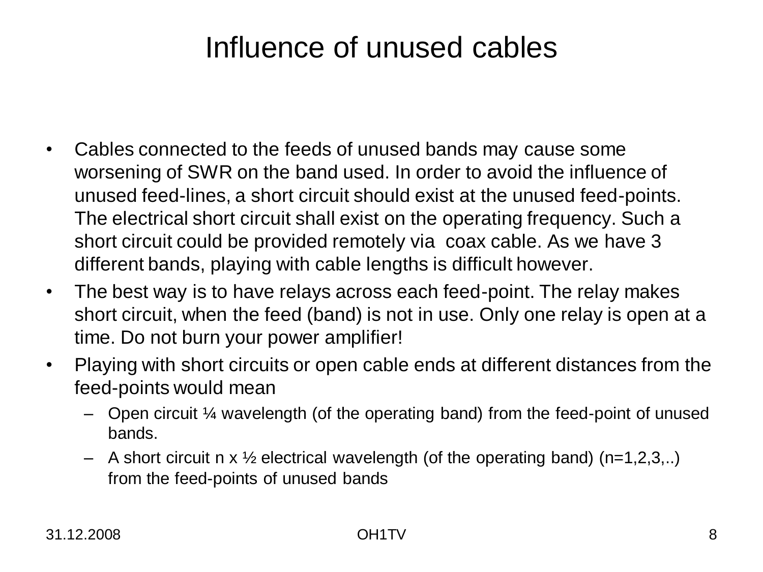# Influence of unused cables

- Cables connected to the feeds of unused bands may cause some worsening of SWR on the band used. In order to avoid the influence of unused feed-lines, a short circuit should exist at the unused feed-points. The electrical short circuit shall exist on the operating frequency. Such a short circuit could be provided remotely via coax cable. As we have 3 different bands, playing with cable lengths is difficult however.
- The best way is to have relays across each feed-point. The relay makes short circuit, when the feed (band) is not in use. Only one relay is open at a time. Do not burn your power amplifier!
- Playing with short circuits or open cable ends at different distances from the feed-points would mean
  - Open circuit ¼ wavelength (of the operating band) from the feed-point of unused bands.
  - A short circuit n x ½ electrical wavelength (of the operating band) (n=1,2,3,..) from the feed-points of unused bands